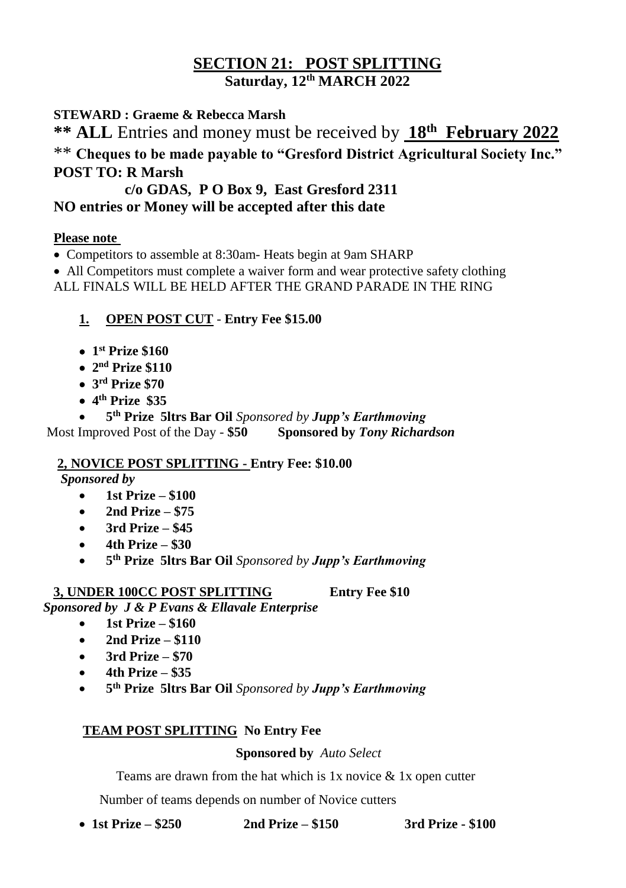# SECTION 21: POST SPLITTING

**Saturday, 12th MARCH 2022**

**STEWARD : Graeme & Rebecca Marsh**

**\*\* ALL** Entries and money must be received by **18th February 2022**

\*\* **Cheques to be made payable to "Gresford District Agricultural Society Inc."**

**POST TO: R Marsh**

**c/o GDAS, P O Box 9, East Gresford 2311**

**NO entries or Money will be accepted after this date**

**Please note**

- Competitors to assemble at 8:30am- Heats begin at 9am SHARP
- All Competitors must complete a waiver form and wear protective safety clothing

ALL FINALS WILL BE HELD AFTER THE GRAND PARADE IN THE RING

## 1. OPEN POST CUT - Entry Fee $15.00

- **1st Prize $160**
- **2nd Prize $110**
- **3rd Prize $70**
- **4th Prize $35**
- **5th Prize 5ltrs Bar Oil** *Sponsored by* ***Jupp's Earthmoving***

Most Improved Post of the Day - **$50** **Sponsored by *Tony Richardson***

## 2, NOVICE POST SPLITTING - Entry Fee: $10.00

***Sponsored by***

- **1st Prize – $100**
- **2nd Prize – $75**
- **3rd Prize – $45**
- **4th Prize – $30**
- **5th Prize 5ltrs Bar Oil** *Sponsored by* ***Jupp's Earthmoving***

## 3, UNDER 100CC POST SPLITTING Entry Fee $10

***Sponsored by J & P Evans & Ellavale Enterprise***

- **1st Prize – $160**
- **2nd Prize – $110**
- **3rd Prize – $70**
- **4th Prize – $35**
- **5th Prize 5ltrs Bar Oil** *Sponsored by* ***Jupp's Earthmoving***

## TEAM POST SPLITTING No Entry Fee

**Sponsored by** *Auto Select*

Teams are drawn from the hat which is 1x novice & 1x open cutter

Number of teams depends on number of Novice cutters

- **1st Prize – $250** **2nd Prize – $150** **3rd Prize - $100**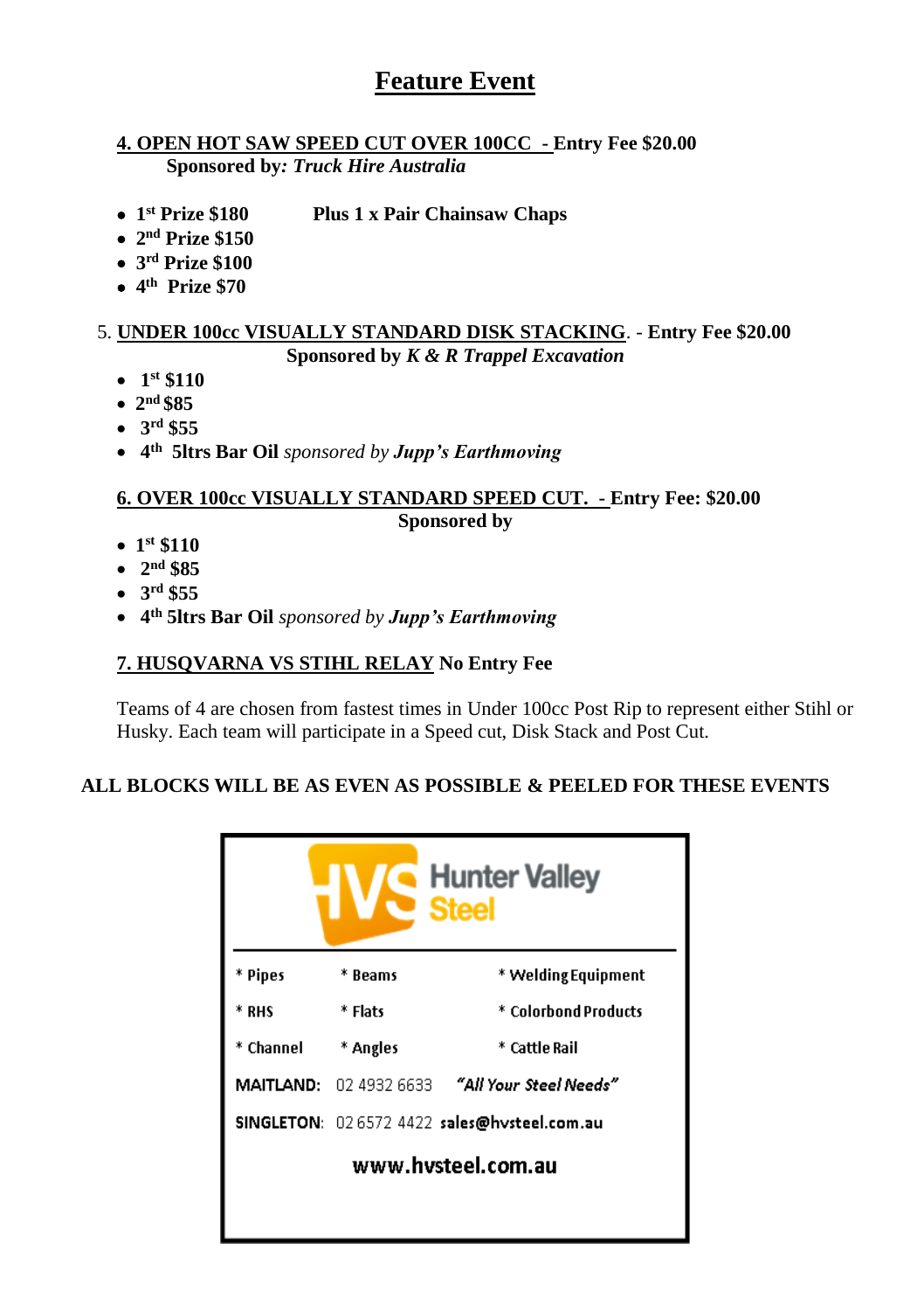# Feature Event

**4. OPEN HOT SAW SPEED CUT OVER 100CC - Entry Fee $20.00**
**Sponsored by: *Truck Hire Australia***

- **1st Prize $180 Plus 1 x Pair Chainsaw Chaps**
- **2nd Prize $150**
- **3rd Prize $100**
- **4th Prize $70**

5. **UNDER 100cc VISUALLY STANDARD DISK STACKING. - Entry Fee $20.00**
**Sponsored by *K & R Trappel Excavation***

- **1st $110**
- **2nd $85**
- **3rd $55**
- **4th 5ltrs Bar Oil** *sponsored by* ***Jupp's Earthmoving***

**6. OVER 100cc VISUALLY STANDARD SPEED CUT. - Entry Fee: $20.00**
**Sponsored by**

- **1st $110**
- **2nd $85**
- **3rd $55**
- **4th 5ltrs Bar Oil** *sponsored by* ***Jupp's Earthmoving***

**7. HUSQVARNA VS STIHL RELAY No Entry Fee**

Teams of 4 are chosen from fastest times in Under 100cc Post Rip to represent either Stihl or Husky. Each team will participate in a Speed cut, Disk Stack and Post Cut.

**ALL BLOCKS WILL BE AS EVEN AS POSSIBLE & PEELED FOR THESE EVENTS**

**Hunter Valley Steel**

| * Pipes | * Beams | * Welding Equipment |
|---|---|---|
| * RHS | * Flats | * Colorbond Products |
| * Channel | * Angles | * Cattle Rail |

MAITLAND: 02 4932 6633 *"All Your Steel Needs"*

SINGLETON: 02 6572 4422 sales@hvsteel.com.au

www.hvsteel.com.au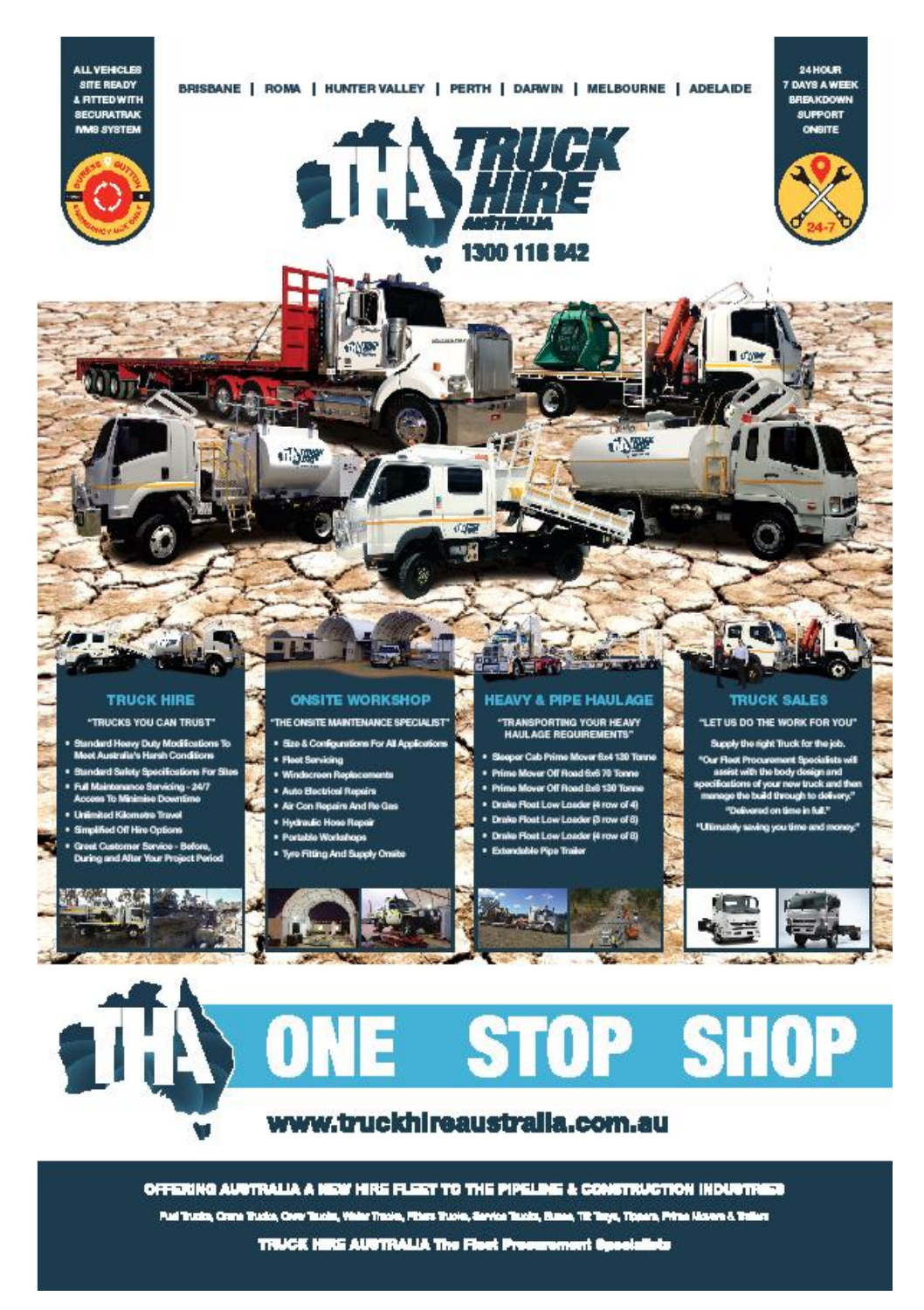ALL VEHICLES SITE READY & FITTED WITH SECURATRAK IVMS SYSTEM

BRISBANE | ROMA | HUNTER VALLEY | PERTH | DARWIN | MELBOURNE | ADELAIDE

24 HOUR 7 DAYS A WEEK BREAKDOWN SUPPORT ONSITE

# THA TRUCK HIRE AUSTRALIA

1300 118 842

## TRUCK HIRE

"TRUCKS YOU CAN TRUST"

- Standard Heavy Duty Modifications To Meet Australia's Harsh Conditions
- Standard Safety Specifications For Sites
- Full Maintenance Servicing - 24/7 Access To Minimise Downtime
- Unlimited Kilometre Travel
- Simplified Off Hire Options
- Great Customer Service - Before, During and After Your Project Period

## ONSITE WORKSHOP

"THE ONSITE MAINTENANCE SPECIALIST"

- Size & Configurations For All Applications
- Fleet Servicing
- Windscreen Replacements
- Auto Electrical Repairs
- Air Con Repairs And Re Gas
- Hydraulic Hose Repair
- Portable Workshops
- Tyre Fitting And Supply Onsite

## HEAVY & PIPE HAULAGE

"TRANSPORTING YOUR HEAVY HAULAGE REQUIREMENTS"

- Sleeper Cab Prime Mover 6x4 130 Tonne
- Prime Mover Off Road 6x6 70 Tonne
- Prime Mover Off Road 8x6 130 Tonne
- Drake Float Low Loader (4 row of 4)
- Drake Float Low Loader (3 row of 8)
- Drake Float Low Loader (4 row of 8)
- Extendable Pipe Trailer

## TRUCK SALES

"LET US DO THE WORK FOR YOU"

Supply the right Truck for the job.

"Our Fleet Procurement Specialists will assist with the body design and specifications of your new truck and then manage the build through to delivery."

"Delivered on time in full."

"Ultimately saving you time and money."

# THA ONE STOP SHOP

www.truckhireaustralia.com.au

OFFERING AUSTRALIA A NEW HIRE FLEET TO THE PIPELINE & CONSTRUCTION INDUSTRIES

Fuel Trucks, Crane Trucks, Crew Trucks, Water Trucks, Fitters Trucks, Service Trucks, Buses, Tilt Trays, Tippers, Prime Movers & Trailers

TRUCK HIRE AUSTRALIA The Fleet Procurement Specialists